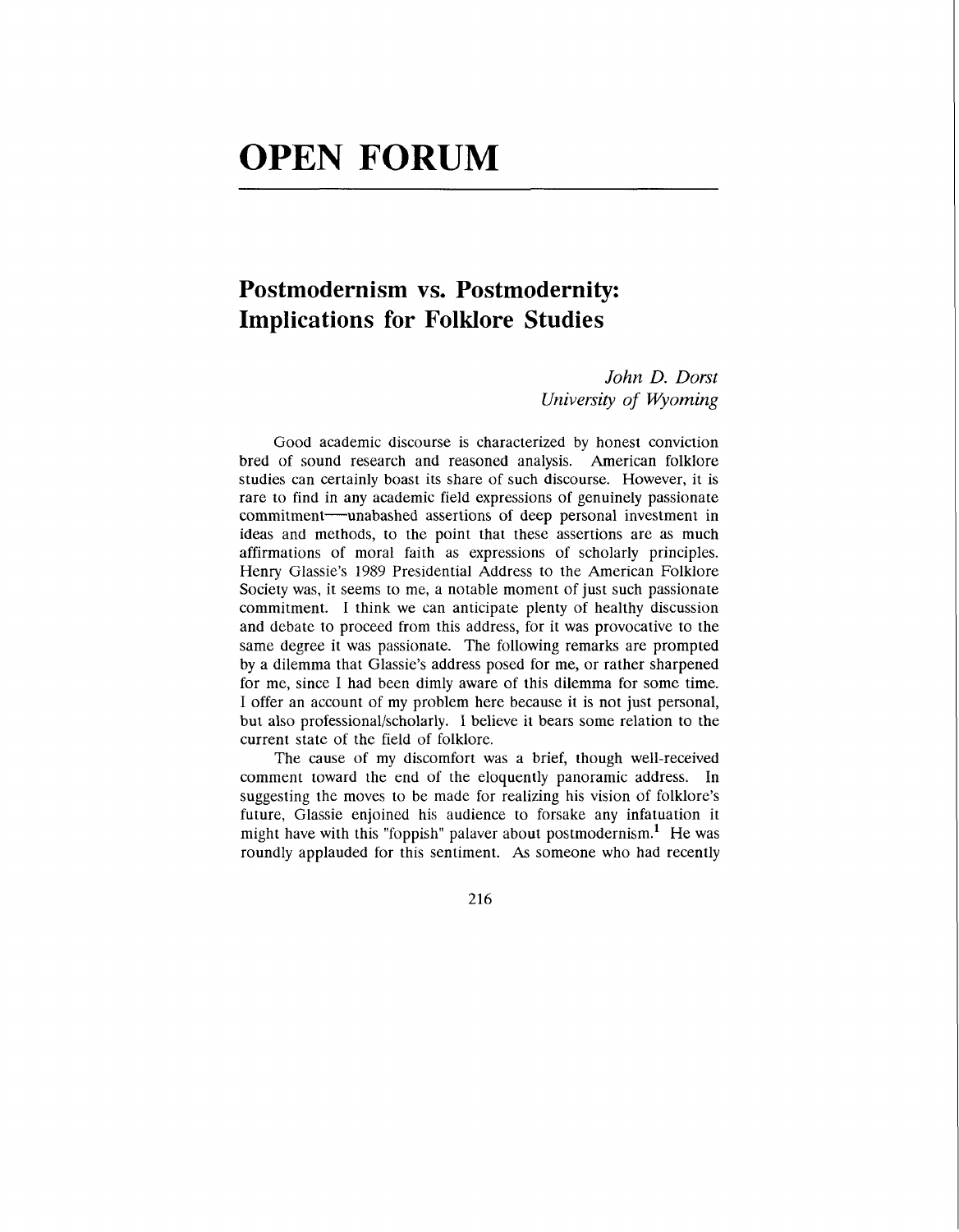# OPEN FORUM

## Postmodernism vs. Postmodernity: Implications for Folklore Studies

*John D. Dorst*
*University of Wyoming*

Good academic discourse is characterized by honest conviction bred of sound research and reasoned analysis. American folklore studies can certainly boast its share of such discourse. However, it is rare to find in any academic field expressions of genuinely passionate commitment—unabashed assertions of deep personal investment in ideas and methods, to the point that these assertions are as much affirmations of moral faith as expressions of scholarly principles. Henry Glassie's 1989 Presidential Address to the American Folklore Society was, it seems to me, a notable moment of just such passionate commitment. I think we can anticipate plenty of healthy discussion and debate to proceed from this address, for it was provocative to the same degree it was passionate. The following remarks are prompted by a dilemma that Glassie's address posed for me, or rather sharpened for me, since I had been dimly aware of this dilemma for some time. I offer an account of my problem here because it is not just personal, but also professional/scholarly. I believe it bears some relation to the current state of the field of folklore.

The cause of my discomfort was a brief, though well-received comment toward the end of the eloquently panoramic address. In suggesting the moves to be made for realizing his vision of folklore's future, Glassie enjoined his audience to forsake any infatuation it might have with this "foppish" palaver about postmodernism.[1] He was roundly applauded for this sentiment. As someone who had recently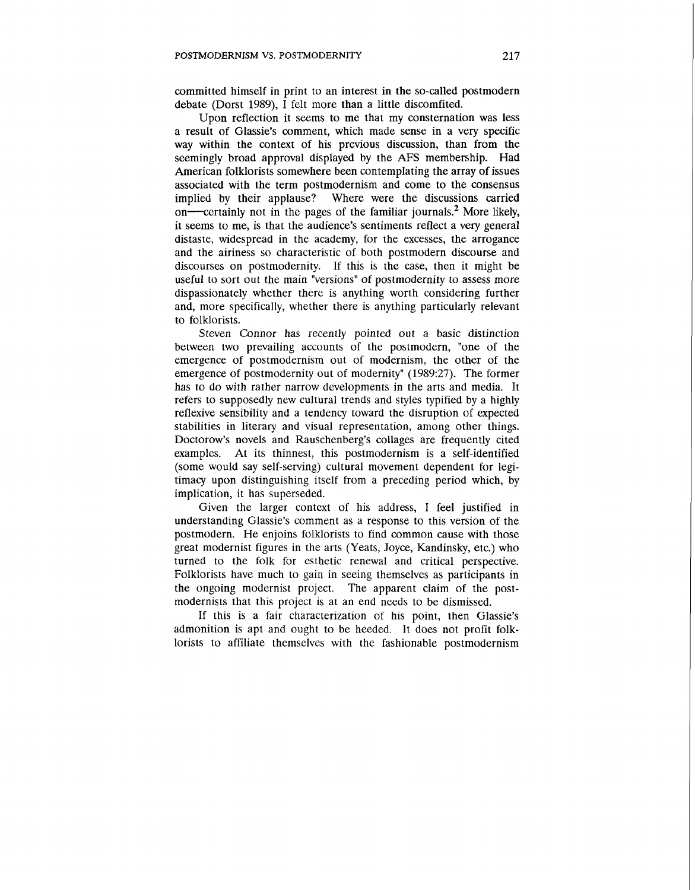committed himself in print to an interest in the so-called postmodern debate (Dorst 1989), I felt more than a little discomfited.

Upon reflection it seems to me that my consternation was less a result of Glassie's comment, which made sense in a very specific way within the context of his previous discussion, than from the seemingly broad approval displayed by the AFS membership. Had American folklorists somewhere been contemplating the array of issues associated with the term postmodernism and come to the consensus implied by their applause? Where were the discussions carried on—certainly not in the pages of the familiar journals.[2] More likely, it seems to me, is that the audience's sentiments reflect a very general distaste, widespread in the academy, for the excesses, the arrogance and the airiness so characteristic of both postmodern discourse and discourses on postmodernity. If this is the case, then it might be useful to sort out the main "versions" of postmodernity to assess more dispassionately whether there is anything worth considering further and, more specifically, whether there is anything particularly relevant to folklorists.

Steven Connor has recently pointed out a basic distinction between two prevailing accounts of the postmodern, "one of the emergence of postmodernism out of modernism, the other of the emergence of postmodernity out of modernity" (1989:27). The former has to do with rather narrow developments in the arts and media. It refers to supposedly new cultural trends and styles typified by a highly reflexive sensibility and a tendency toward the disruption of expected stabilities in literary and visual representation, among other things. Doctorow's novels and Rauschenberg's collages are frequently cited examples. At its thinnest, this postmodernism is a self-identified (some would say self-serving) cultural movement dependent for legitimacy upon distinguishing itself from a preceding period which, by implication, it has superseded.

Given the larger context of his address, I feel justified in understanding Glassie's comment as a response to this version of the postmodern. He enjoins folklorists to find common cause with those great modernist figures in the arts (Yeats, Joyce, Kandinsky, etc.) who turned to the folk for esthetic renewal and critical perspective. Folklorists have much to gain in seeing themselves as participants in the ongoing modernist project. The apparent claim of the postmodernists that this project is at an end needs to be dismissed.

If this is a fair characterization of his point, then Glassie's admonition is apt and ought to be heeded. It does not profit folklorists to affiliate themselves with the fashionable postmodernism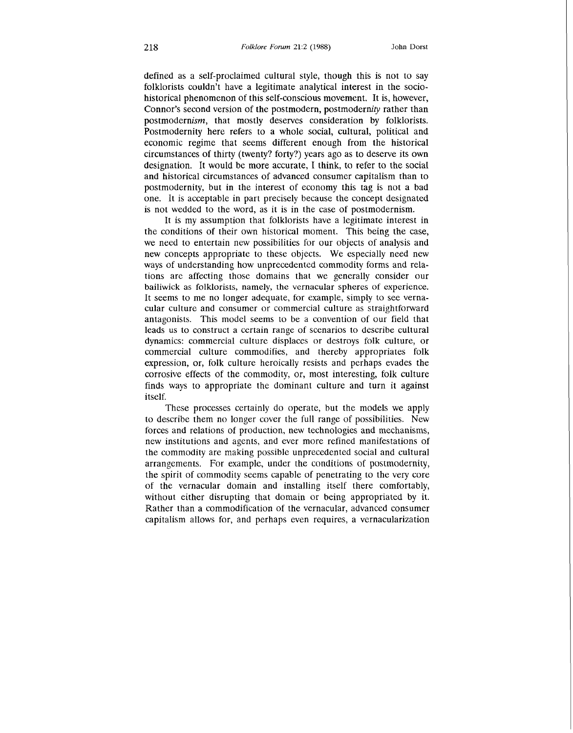defined as a self-proclaimed cultural style, though this is not to say folklorists couldn't have a legitimate analytical interest in the socio-historical phenomenon of this self-conscious movement. It is, however, Connor's second version of the postmodern, postmodern*ity* rather than postmodern*ism*, that mostly deserves consideration by folklorists. Postmodernity here refers to a whole social, cultural, political and economic regime that seems different enough from the historical circumstances of thirty (twenty? forty?) years ago as to deserve its own designation. It would be more accurate, I think, to refer to the social and historical circumstances of advanced consumer capitalism than to postmodernity, but in the interest of economy this tag is not a bad one. It is acceptable in part precisely because the concept designated is not wedded to the word, as it is in the case of postmodernism.

It is my assumption that folklorists have a legitimate interest in the conditions of their own historical moment. This being the case, we need to entertain new possibilities for our objects of analysis and new concepts appropriate to these objects. We especially need new ways of understanding how unprecedented commodity forms and relations are affecting those domains that we generally consider our bailiwick as folklorists, namely, the vernacular spheres of experience. It seems to me no longer adequate, for example, simply to see vernacular culture and consumer or commercial culture as straightforward antagonists. This model seems to be a convention of our field that leads us to construct a certain range of scenarios to describe cultural dynamics: commercial culture displaces or destroys folk culture, or commercial culture commodifies, and thereby appropriates folk expression, or, folk culture heroically resists and perhaps evades the corrosive effects of the commodity, or, most interesting, folk culture finds ways to appropriate the dominant culture and turn it against itself.

These processes certainly do operate, but the models we apply to describe them no longer cover the full range of possibilities. New forces and relations of production, new technologies and mechanisms, new institutions and agents, and ever more refined manifestations of the commodity are making possible unprecedented social and cultural arrangements. For example, under the conditions of postmodernity, the spirit of commodity seems capable of penetrating to the very core of the vernacular domain and installing itself there comfortably, without either disrupting that domain or being appropriated by it. Rather than a commodification of the vernacular, advanced consumer capitalism allows for, and perhaps even requires, a vernacularization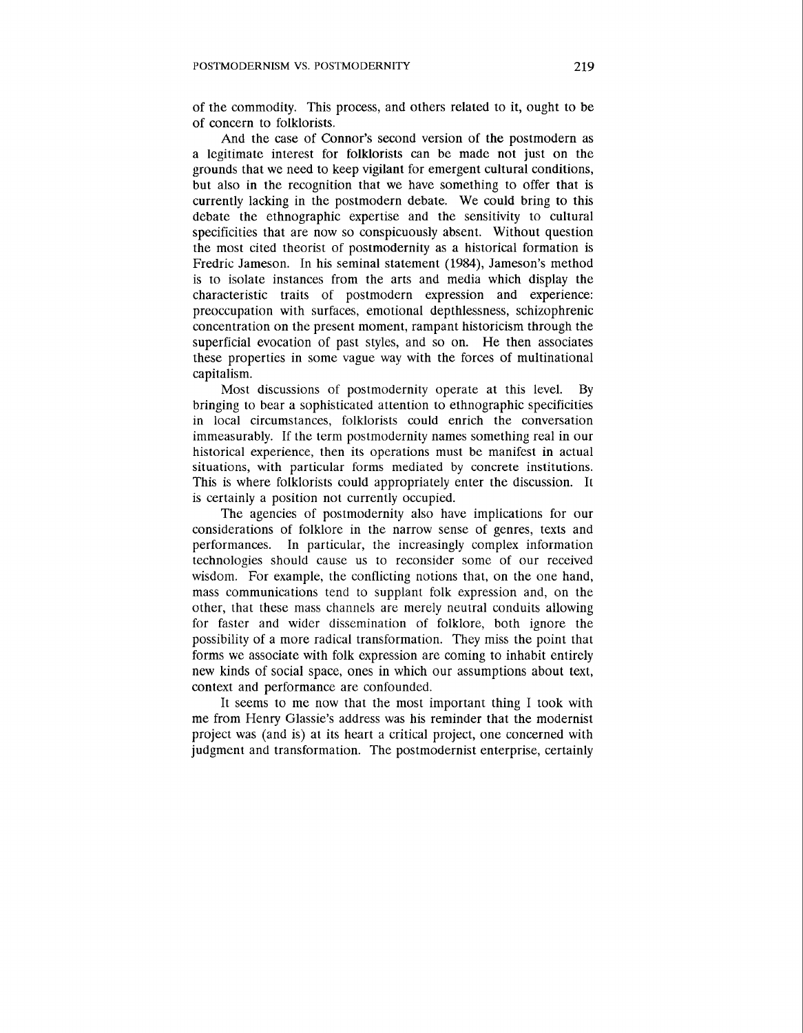of the commodity. This process, and others related to it, ought to be of concern to folklorists.

And the case of Connor's second version of the postmodern as a legitimate interest for folklorists can be made not just on the grounds that we need to keep vigilant for emergent cultural conditions, but also in the recognition that we have something to offer that is currently lacking in the postmodern debate. We could bring to this debate the ethnographic expertise and the sensitivity to cultural specificities that are now so conspicuously absent. Without question the most cited theorist of postmodernity as a historical formation is Fredric Jameson. In his seminal statement (1984), Jameson's method is to isolate instances from the arts and media which display the characteristic traits of postmodern expression and experience: preoccupation with surfaces, emotional depthlessness, schizophrenic concentration on the present moment, rampant historicism through the superficial evocation of past styles, and so on. He then associates these properties in some vague way with the forces of multinational capitalism.

Most discussions of postmodernity operate at this level. By bringing to bear a sophisticated attention to ethnographic specificities in local circumstances, folklorists could enrich the conversation immeasurably. If the term postmodernity names something real in our historical experience, then its operations must be manifest in actual situations, with particular forms mediated by concrete institutions. This is where folklorists could appropriately enter the discussion. It is certainly a position not currently occupied.

The agencies of postmodernity also have implications for our considerations of folklore in the narrow sense of genres, texts and performances. In particular, the increasingly complex information technologies should cause us to reconsider some of our received wisdom. For example, the conflicting notions that, on the one hand, mass communications tend to supplant folk expression and, on the other, that these mass channels are merely neutral conduits allowing for faster and wider dissemination of folklore, both ignore the possibility of a more radical transformation. They miss the point that forms we associate with folk expression are coming to inhabit entirely new kinds of social space, ones in which our assumptions about text, context and performance are confounded.

It seems to me now that the most important thing I took with me from Henry Glassie's address was his reminder that the modernist project was (and is) at its heart a critical project, one concerned with judgment and transformation. The postmodernist enterprise, certainly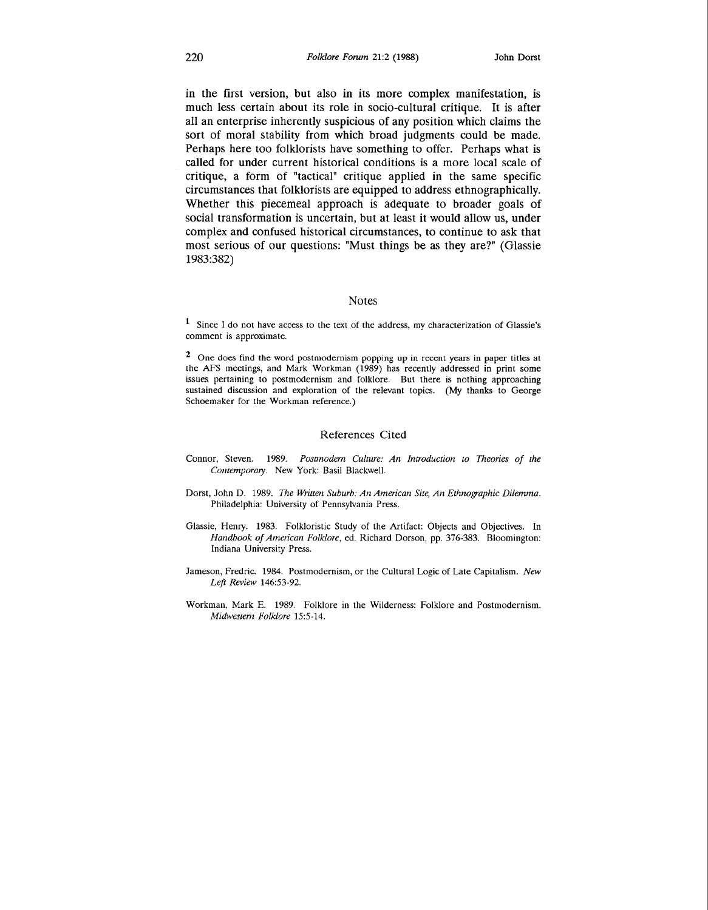in the first version, but also in its more complex manifestation, is much less certain about its role in socio-cultural critique. It is after all an enterprise inherently suspicious of any position which claims the sort of moral stability from which broad judgments could be made. Perhaps here too folklorists have something to offer. Perhaps what is called for under current historical conditions is a more local scale of critique, a form of "tactical" critique applied in the same specific circumstances that folklorists are equipped to address ethnographically. Whether this piecemeal approach is adequate to broader goals of social transformation is uncertain, but at least it would allow us, under complex and confused historical circumstances, to continue to ask that most serious of our questions: "Must things be as they are?" (Glassie 1983:382)

## Notes

[1] Since I do not have access to the text of the address, my characterization of Glassie's comment is approximate.

[2] One does find the word postmodernism popping up in recent years in paper titles at the AFS meetings, and Mark Workman (1989) has recently addressed in print some issues pertaining to postmodernism and folklore. But there is nothing approaching sustained discussion and exploration of the relevant topics. (My thanks to George Schoemaker for the Workman reference.)

## References Cited

Connor, Steven. 1989. *Postmodern Culture: An Introduction to Theories of the Contemporary*. New York: Basil Blackwell.

Dorst, John D. 1989. *The Written Suburb: An American Site, An Ethnographic Dilemma*. Philadelphia: University of Pennsylvania Press.

Glassie, Henry. 1983. Folkloristic Study of the Artifact: Objects and Objectives. In *Handbook of American Folklore*, ed. Richard Dorson, pp. 376-383. Bloomington: Indiana University Press.

Jameson, Fredric. 1984. Postmodernism, or the Cultural Logic of Late Capitalism. *New Left Review* 146:53-92.

Workman, Mark E. 1989. Folklore in the Wilderness: Folklore and Postmodernism. *Midwestern Folklore* 15:5-14.